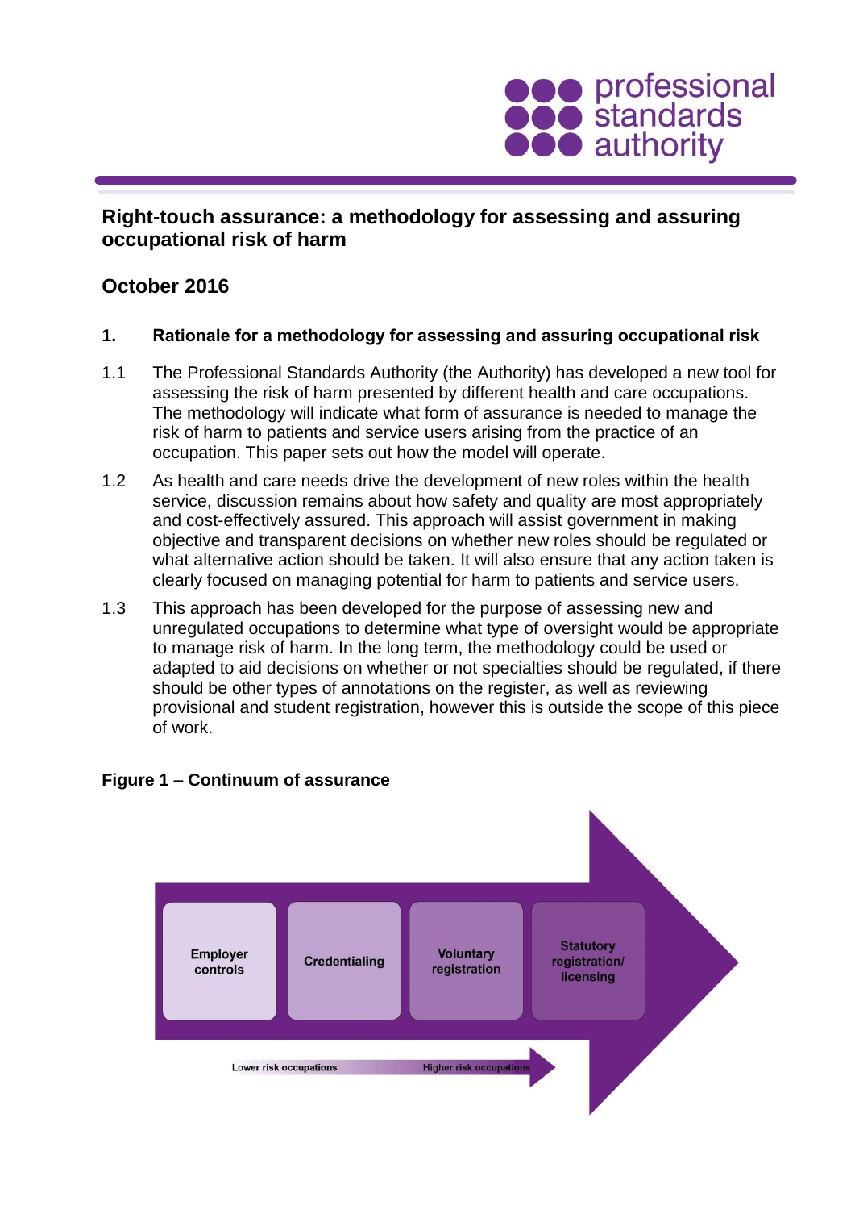professional standards authority

# Right-touch assurance: a methodology for assessing and assuring occupational risk of harm

## October 2016

### 1. Rationale for a methodology for assessing and assuring occupational risk

1.1 The Professional Standards Authority (the Authority) has developed a new tool for assessing the risk of harm presented by different health and care occupations. The methodology will indicate what form of assurance is needed to manage the risk of harm to patients and service users arising from the practice of an occupation. This paper sets out how the model will operate.

1.2 As health and care needs drive the development of new roles within the health service, discussion remains about how safety and quality are most appropriately and cost-effectively assured. This approach will assist government in making objective and transparent decisions on whether new roles should be regulated or what alternative action should be taken. It will also ensure that any action taken is clearly focused on managing potential for harm to patients and service users.

1.3 This approach has been developed for the purpose of assessing new and unregulated occupations to determine what type of oversight would be appropriate to manage risk of harm. In the long term, the methodology could be used or adapted to aid decisions on whether or not specialties should be regulated, if there should be other types of annotations on the register, as well as reviewing provisional and student registration, however this is outside the scope of this piece of work.

**Figure 1 – Continuum of assurance**

Employer controls | Credentialing | Voluntary registration | Statutory registration/ licensing

Lower risk occupations → Higher risk occupations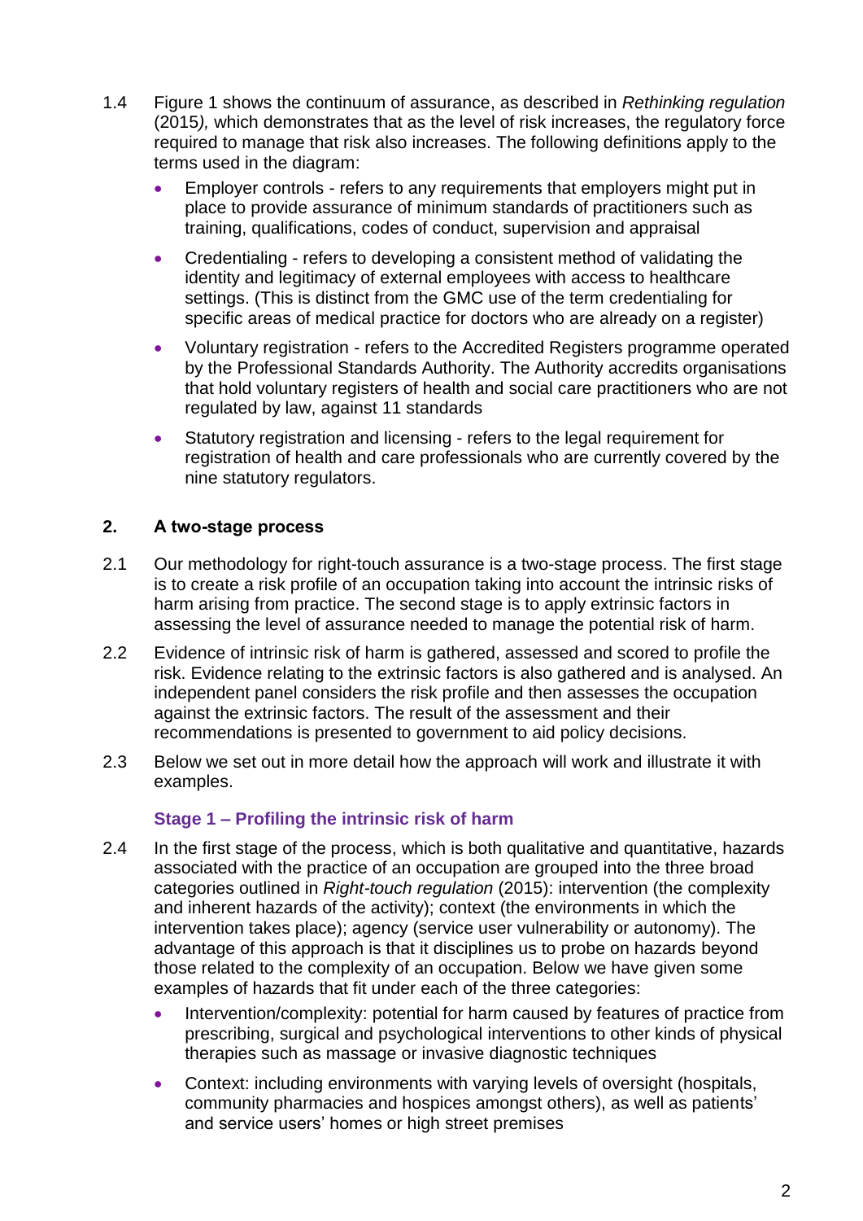1.4 Figure 1 shows the continuum of assurance, as described in *Rethinking regulation* (2015*),* which demonstrates that as the level of risk increases, the regulatory force required to manage that risk also increases. The following definitions apply to the terms used in the diagram:

- Employer controls - refers to any requirements that employers might put in place to provide assurance of minimum standards of practitioners such as training, qualifications, codes of conduct, supervision and appraisal
- Credentialing - refers to developing a consistent method of validating the identity and legitimacy of external employees with access to healthcare settings. (This is distinct from the GMC use of the term credentialing for specific areas of medical practice for doctors who are already on a register)
- Voluntary registration - refers to the Accredited Registers programme operated by the Professional Standards Authority. The Authority accredits organisations that hold voluntary registers of health and social care practitioners who are not regulated by law, against 11 standards
- Statutory registration and licensing - refers to the legal requirement for registration of health and care professionals who are currently covered by the nine statutory regulators.

## 2. A two-stage process

2.1 Our methodology for right-touch assurance is a two-stage process. The first stage is to create a risk profile of an occupation taking into account the intrinsic risks of harm arising from practice. The second stage is to apply extrinsic factors in assessing the level of assurance needed to manage the potential risk of harm.

2.2 Evidence of intrinsic risk of harm is gathered, assessed and scored to profile the risk. Evidence relating to the extrinsic factors is also gathered and is analysed. An independent panel considers the risk profile and then assesses the occupation against the extrinsic factors. The result of the assessment and their recommendations is presented to government to aid policy decisions.

2.3 Below we set out in more detail how the approach will work and illustrate it with examples.

### Stage 1 – Profiling the intrinsic risk of harm

2.4 In the first stage of the process, which is both qualitative and quantitative, hazards associated with the practice of an occupation are grouped into the three broad categories outlined in *Right-touch regulation* (2015): intervention (the complexity and inherent hazards of the activity); context (the environments in which the intervention takes place); agency (service user vulnerability or autonomy). The advantage of this approach is that it disciplines us to probe on hazards beyond those related to the complexity of an occupation. Below we have given some examples of hazards that fit under each of the three categories:

- Intervention/complexity: potential for harm caused by features of practice from prescribing, surgical and psychological interventions to other kinds of physical therapies such as massage or invasive diagnostic techniques
- Context: including environments with varying levels of oversight (hospitals, community pharmacies and hospices amongst others), as well as patients' and service users' homes or high street premises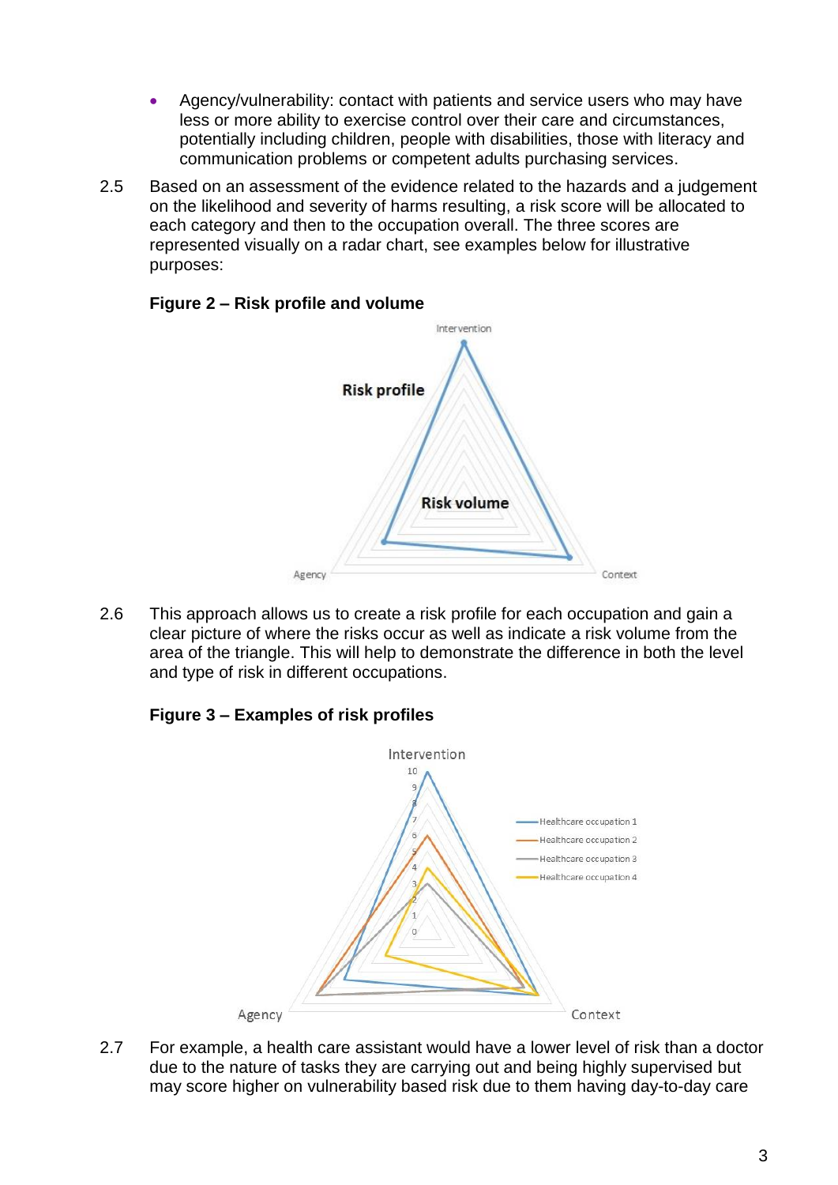- Agency/vulnerability: contact with patients and service users who may have less or more ability to exercise control over their care and circumstances, potentially including children, people with disabilities, those with literacy and communication problems or competent adults purchasing services.

2.5 Based on an assessment of the evidence related to the hazards and a judgement on the likelihood and severity of harms resulting, a risk score will be allocated to each category and then to the occupation overall. The three scores are represented visually on a radar chart, see examples below for illustrative purposes:

**Figure 2 – Risk profile and volume**

2.6 This approach allows us to create a risk profile for each occupation and gain a clear picture of where the risks occur as well as indicate a risk volume from the area of the triangle. This will help to demonstrate the difference in both the level and type of risk in different occupations.

**Figure 3 – Examples of risk profiles**

2.7 For example, a health care assistant would have a lower level of risk than a doctor due to the nature of tasks they are carrying out and being highly supervised but may score higher on vulnerability based risk due to them having day-to-day care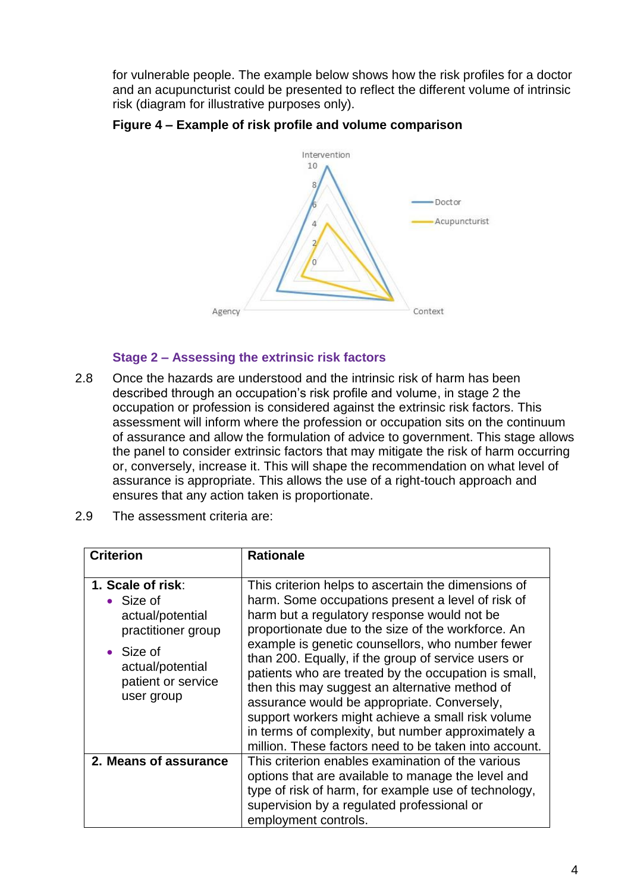for vulnerable people. The example below shows how the risk profiles for a doctor and an acupuncturist could be presented to reflect the different volume of intrinsic risk (diagram for illustrative purposes only).

**Figure 4 – Example of risk profile and volume comparison**

### Stage 2 – Assessing the extrinsic risk factors

2.8 Once the hazards are understood and the intrinsic risk of harm has been described through an occupation's risk profile and volume, in stage 2 the occupation or profession is considered against the extrinsic risk factors. This assessment will inform where the profession or occupation sits on the continuum of assurance and allow the formulation of advice to government. This stage allows the panel to consider extrinsic factors that may mitigate the risk of harm occurring or, conversely, increase it. This will shape the recommendation on what level of assurance is appropriate. This allows the use of a right-touch approach and ensures that any action taken is proportionate.

2.9 The assessment criteria are:

| Criterion | Rationale |
|---|---|
| **1. Scale of risk**: <br>• Size of actual/potential practitioner group <br>• Size of actual/potential patient or service user group | This criterion helps to ascertain the dimensions of harm. Some occupations present a level of risk of harm but a regulatory response would not be proportionate due to the size of the workforce. An example is genetic counsellors, who number fewer than 200. Equally, if the group of service users or patients who are treated by the occupation is small, then this may suggest an alternative method of assurance would be appropriate. Conversely, support workers might achieve a small risk volume in terms of complexity, but number approximately a million. These factors need to be taken into account. |
| **2. Means of assurance** | This criterion enables examination of the various options that are available to manage the level and type of risk of harm, for example use of technology, supervision by a regulated professional or employment controls. |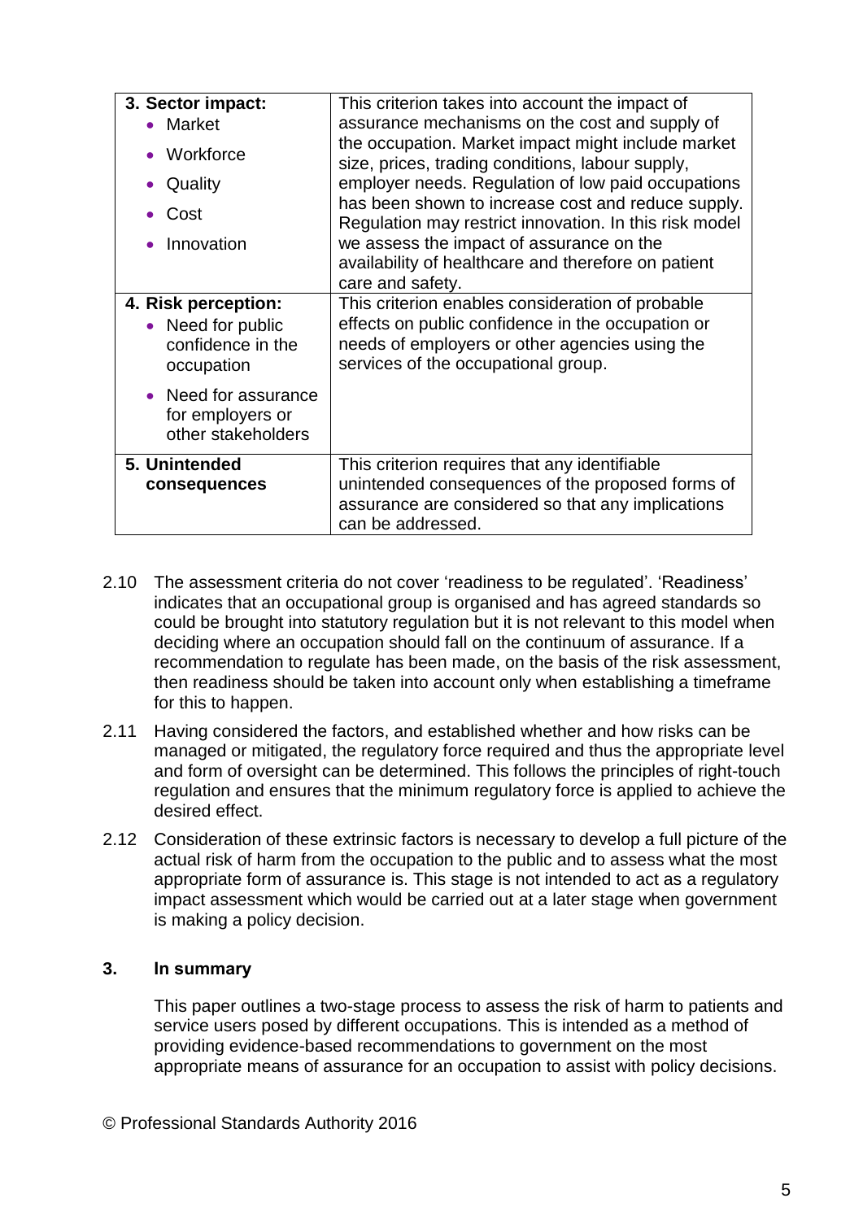| | |
|---|---|
| **3. Sector impact:**<br>• Market<br>• Workforce<br>• Quality<br>• Cost<br>• Innovation | This criterion takes into account the impact of assurance mechanisms on the cost and supply of the occupation. Market impact might include market size, prices, trading conditions, labour supply, employer needs. Regulation of low paid occupations has been shown to increase cost and reduce supply. Regulation may restrict innovation. In this risk model we assess the impact of assurance on the availability of healthcare and therefore on patient care and safety. |
| **4. Risk perception:**<br>• Need for public confidence in the occupation<br>• Need for assurance for employers or other stakeholders | This criterion enables consideration of probable effects on public confidence in the occupation or needs of employers or other agencies using the services of the occupational group. |
| **5. Unintended consequences** | This criterion requires that any identifiable unintended consequences of the proposed forms of assurance are considered so that any implications can be addressed. |

2.10 The assessment criteria do not cover 'readiness to be regulated'. 'Readiness' indicates that an occupational group is organised and has agreed standards so could be brought into statutory regulation but it is not relevant to this model when deciding where an occupation should fall on the continuum of assurance. If a recommendation to regulate has been made, on the basis of the risk assessment, then readiness should be taken into account only when establishing a timeframe for this to happen.

2.11 Having considered the factors, and established whether and how risks can be managed or mitigated, the regulatory force required and thus the appropriate level and form of oversight can be determined. This follows the principles of right-touch regulation and ensures that the minimum regulatory force is applied to achieve the desired effect.

2.12 Consideration of these extrinsic factors is necessary to develop a full picture of the actual risk of harm from the occupation to the public and to assess what the most appropriate form of assurance is. This stage is not intended to act as a regulatory impact assessment which would be carried out at a later stage when government is making a policy decision.

## 3. In summary

This paper outlines a two-stage process to assess the risk of harm to patients and service users posed by different occupations. This is intended as a method of providing evidence-based recommendations to government on the most appropriate means of assurance for an occupation to assist with policy decisions.

© Professional Standards Authority 2016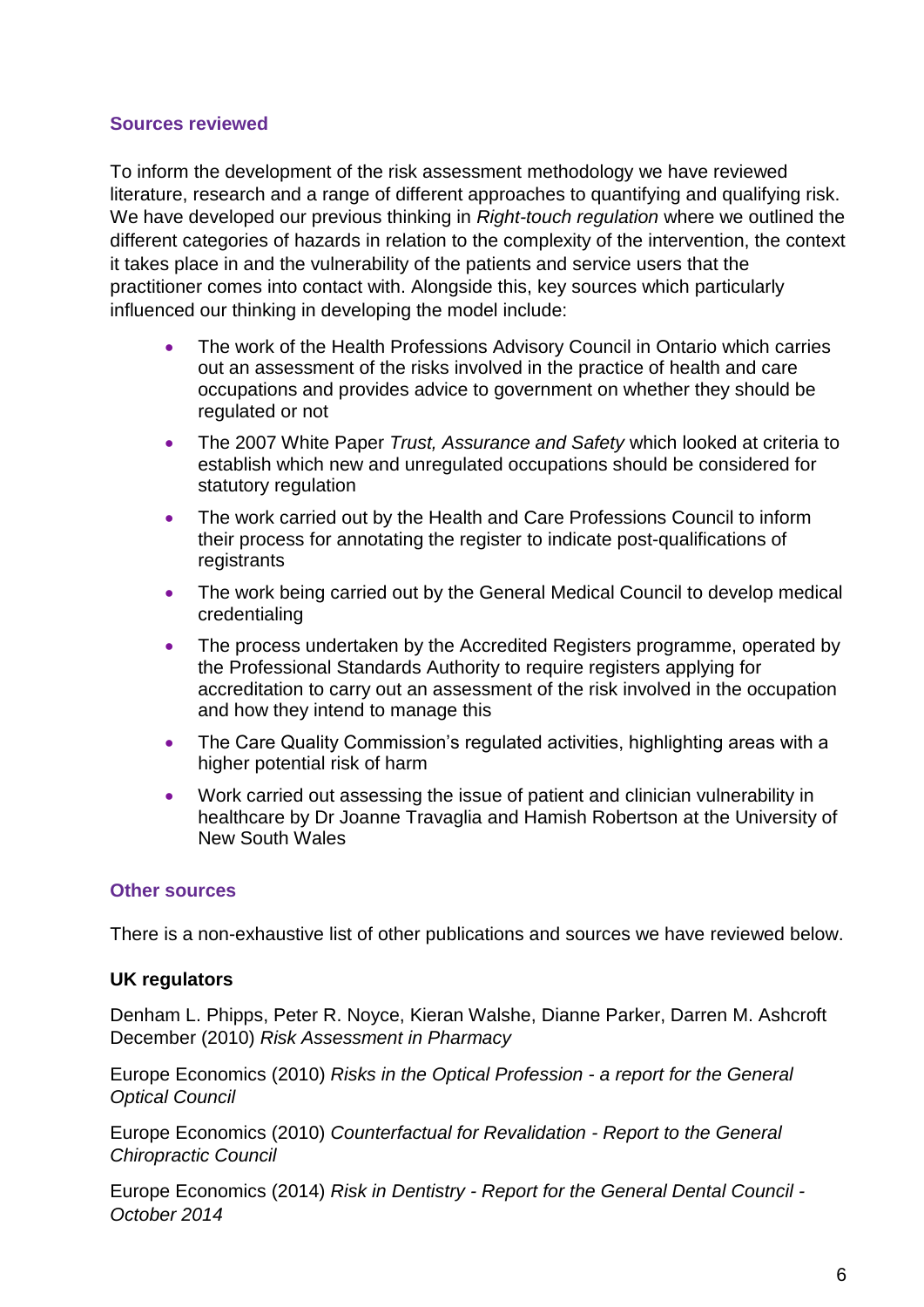## Sources reviewed

To inform the development of the risk assessment methodology we have reviewed literature, research and a range of different approaches to quantifying and qualifying risk. We have developed our previous thinking in *Right-touch regulation* where we outlined the different categories of hazards in relation to the complexity of the intervention, the context it takes place in and the vulnerability of the patients and service users that the practitioner comes into contact with. Alongside this, key sources which particularly influenced our thinking in developing the model include:

- The work of the Health Professions Advisory Council in Ontario which carries out an assessment of the risks involved in the practice of health and care occupations and provides advice to government on whether they should be regulated or not
- The 2007 White Paper *Trust, Assurance and Safety* which looked at criteria to establish which new and unregulated occupations should be considered for statutory regulation
- The work carried out by the Health and Care Professions Council to inform their process for annotating the register to indicate post-qualifications of registrants
- The work being carried out by the General Medical Council to develop medical credentialing
- The process undertaken by the Accredited Registers programme, operated by the Professional Standards Authority to require registers applying for accreditation to carry out an assessment of the risk involved in the occupation and how they intend to manage this
- The Care Quality Commission's regulated activities, highlighting areas with a higher potential risk of harm
- Work carried out assessing the issue of patient and clinician vulnerability in healthcare by Dr Joanne Travaglia and Hamish Robertson at the University of New South Wales

## Other sources

There is a non-exhaustive list of other publications and sources we have reviewed below.

**UK regulators**

Denham L. Phipps, Peter R. Noyce, Kieran Walshe, Dianne Parker, Darren M. Ashcroft December (2010) *Risk Assessment in Pharmacy*

Europe Economics (2010) *Risks in the Optical Profession - a report for the General Optical Council*

Europe Economics (2010) *Counterfactual for Revalidation - Report to the General Chiropractic Council*

Europe Economics (2014) *Risk in Dentistry - Report for the General Dental Council - October 2014*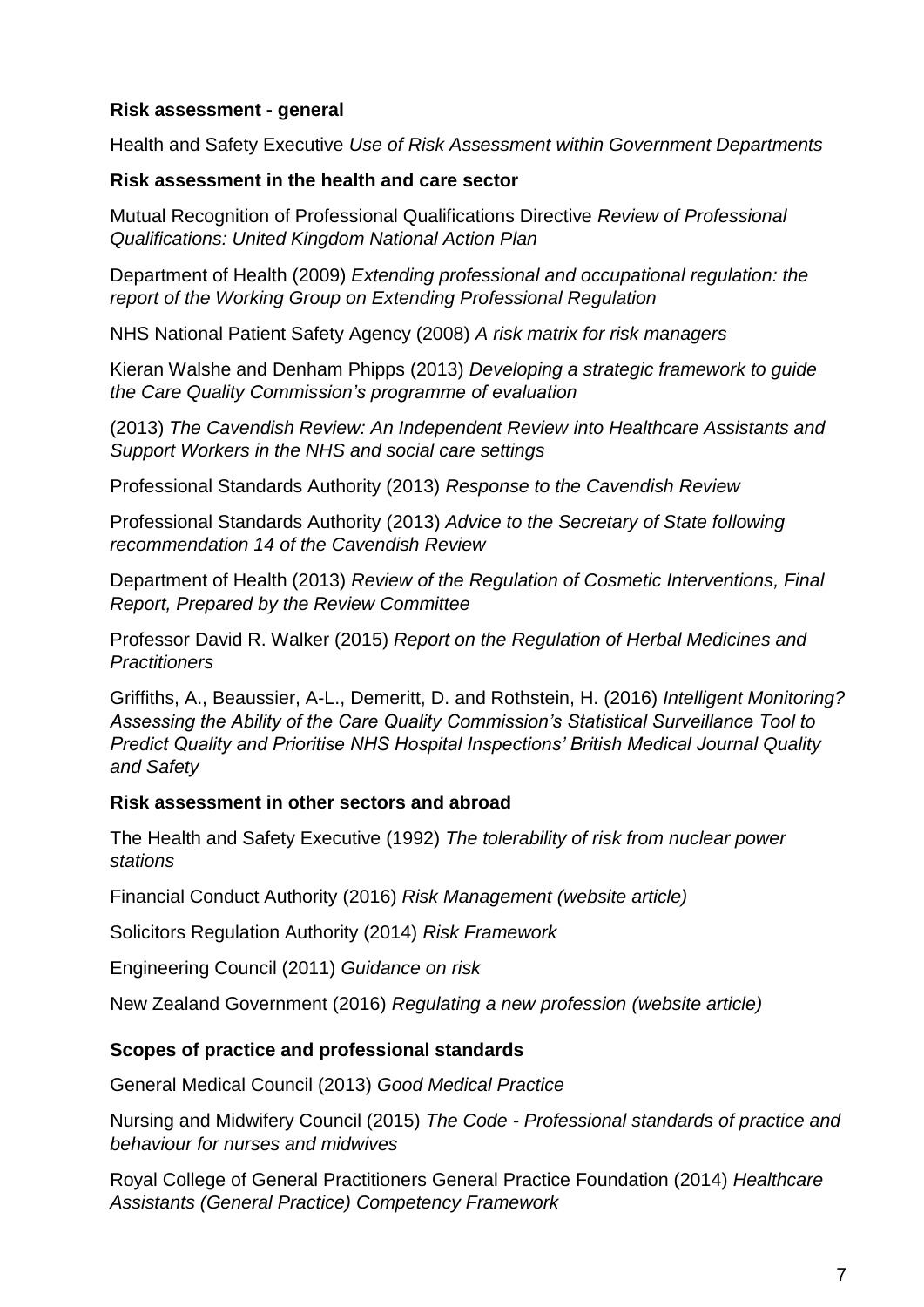**Risk assessment - general**

Health and Safety Executive *Use of Risk Assessment within Government Departments*

**Risk assessment in the health and care sector**

Mutual Recognition of Professional Qualifications Directive *Review of Professional Qualifications: United Kingdom National Action Plan*

Department of Health (2009) *Extending professional and occupational regulation: the report of the Working Group on Extending Professional Regulation*

NHS National Patient Safety Agency (2008) *A risk matrix for risk managers*

Kieran Walshe and Denham Phipps (2013) *Developing a strategic framework to guide the Care Quality Commission's programme of evaluation*

(2013) *The Cavendish Review: An Independent Review into Healthcare Assistants and Support Workers in the NHS and social care settings*

Professional Standards Authority (2013) *Response to the Cavendish Review*

Professional Standards Authority (2013) *Advice to the Secretary of State following recommendation 14 of the Cavendish Review*

Department of Health (2013) *Review of the Regulation of Cosmetic Interventions, Final Report, Prepared by the Review Committee*

Professor David R. Walker (2015) *Report on the Regulation of Herbal Medicines and Practitioners*

Griffiths, A., Beaussier, A-L., Demeritt, D. and Rothstein, H. (2016) *Intelligent Monitoring? Assessing the Ability of the Care Quality Commission's Statistical Surveillance Tool to Predict Quality and Prioritise NHS Hospital Inspections' British Medical Journal Quality and Safety*

**Risk assessment in other sectors and abroad**

The Health and Safety Executive (1992) *The tolerability of risk from nuclear power stations*

Financial Conduct Authority (2016) *Risk Management (website article)*

Solicitors Regulation Authority (2014) *Risk Framework*

Engineering Council (2011) *Guidance on risk*

New Zealand Government (2016) *Regulating a new profession (website article)*

**Scopes of practice and professional standards**

General Medical Council (2013) *Good Medical Practice*

Nursing and Midwifery Council (2015) *The Code - Professional standards of practice and behaviour for nurses and midwives*

Royal College of General Practitioners General Practice Foundation (2014) *Healthcare Assistants (General Practice) Competency Framework*